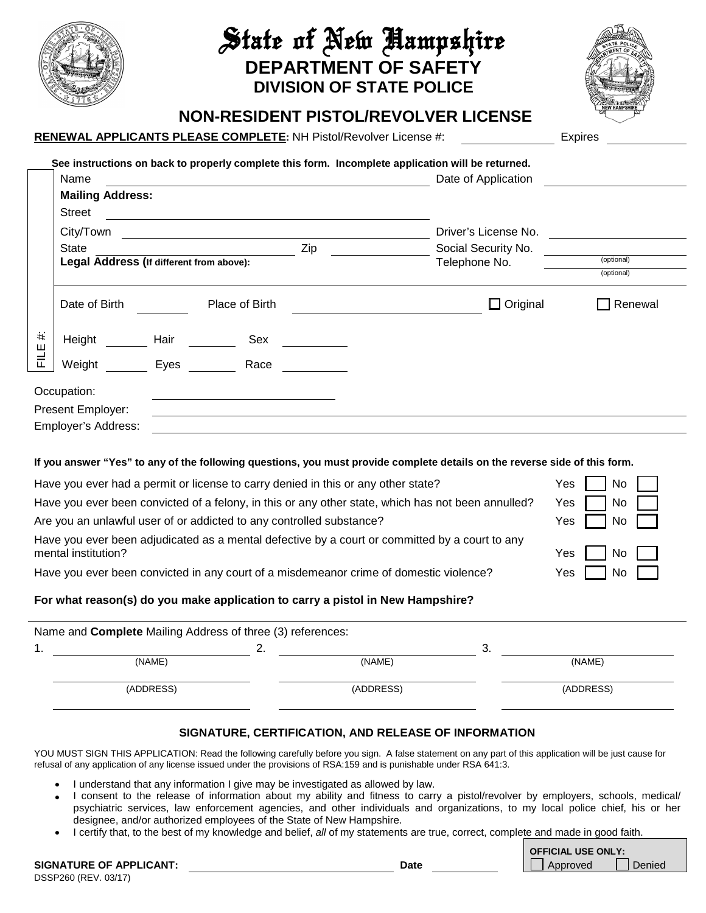# State of New Hampshire

## DEPARTMENT OF SAFETY

## DIVISION OF STATE POLICE

## NON-RESIDENT PISTOL/REVOLVER LICENSE

**RENEWAL APPLICANTS PLEASE COMPLETE:** NH Pistol/Revolver License #: ______________ Expires ______________

**See instructions on back to properly complete this form. Incomplete application will be returned.**

FILE #:

Name ________________________________________ Date of Application ______________

**Mailing Address:**

Street ________________________________________

City/Town ________________________________________ Driver's License No. ______________

State ______________ Zip ______________ Social Security No. ______________ (optional)

**Legal Address (If different from above):** Telephone No. ______________ (optional)

Date of Birth ________ Place of Birth ______________________ ☐ Original ☐ Renewal

Height ______ Hair ______ Sex ______

Weight ______ Eyes ______ Race ______

Occupation: ______________________

Present Employer: ______________________________________________

Employer's Address: ______________________________________________

**If you answer "Yes" to any of the following questions, you must provide complete details on the reverse side of this form.**

| Question | Yes | No |
|---|---|---|
| Have you ever had a permit or license to carry denied in this or any other state? | ☐ | ☐ |
| Have you ever been convicted of a felony, in this or any other state, which has not been annulled? | ☐ | ☐ |
| Are you an unlawful user of or addicted to any controlled substance? | ☐ | ☐ |
| Have you ever been adjudicated as a mental defective by a court or committed by a court to any mental institution? | ☐ | ☐ |
| Have you ever been convicted in any court of a misdemeanor crime of domestic violence? | ☐ | ☐ |

**For what reason(s) do you make application to carry a pistol in New Hampshire?**

Name and **Complete** Mailing Address of three (3) references:

1. ______________ (NAME) ______________ (ADDRESS) ______________
2. ______________ (NAME) ______________ (ADDRESS) ______________
3. ______________ (NAME) ______________ (ADDRESS) ______________

### SIGNATURE, CERTIFICATION, AND RELEASE OF INFORMATION

YOU MUST SIGN THIS APPLICATION: Read the following carefully before you sign. A false statement on any part of this application will be just cause for refusal of any application of any license issued under the provisions of RSA:159 and is punishable under RSA 641:3.

- I understand that any information I give may be investigated as allowed by law.
- I consent to the release of information about my ability and fitness to carry a pistol/revolver by employers, schools, medical/ psychiatric services, law enforcement agencies, and other individuals and organizations, to my local police chief, his or her designee, and/or authorized employees of the State of New Hampshire.
- I certify that, to the best of my knowledge and belief, *all* of my statements are true, correct, complete and made in good faith.

**SIGNATURE OF APPLICANT:** ______________________ **Date** ______________

**OFFICIAL USE ONLY:** ☐ Approved ☐ Denied

DSSP260 (REV. 03/17)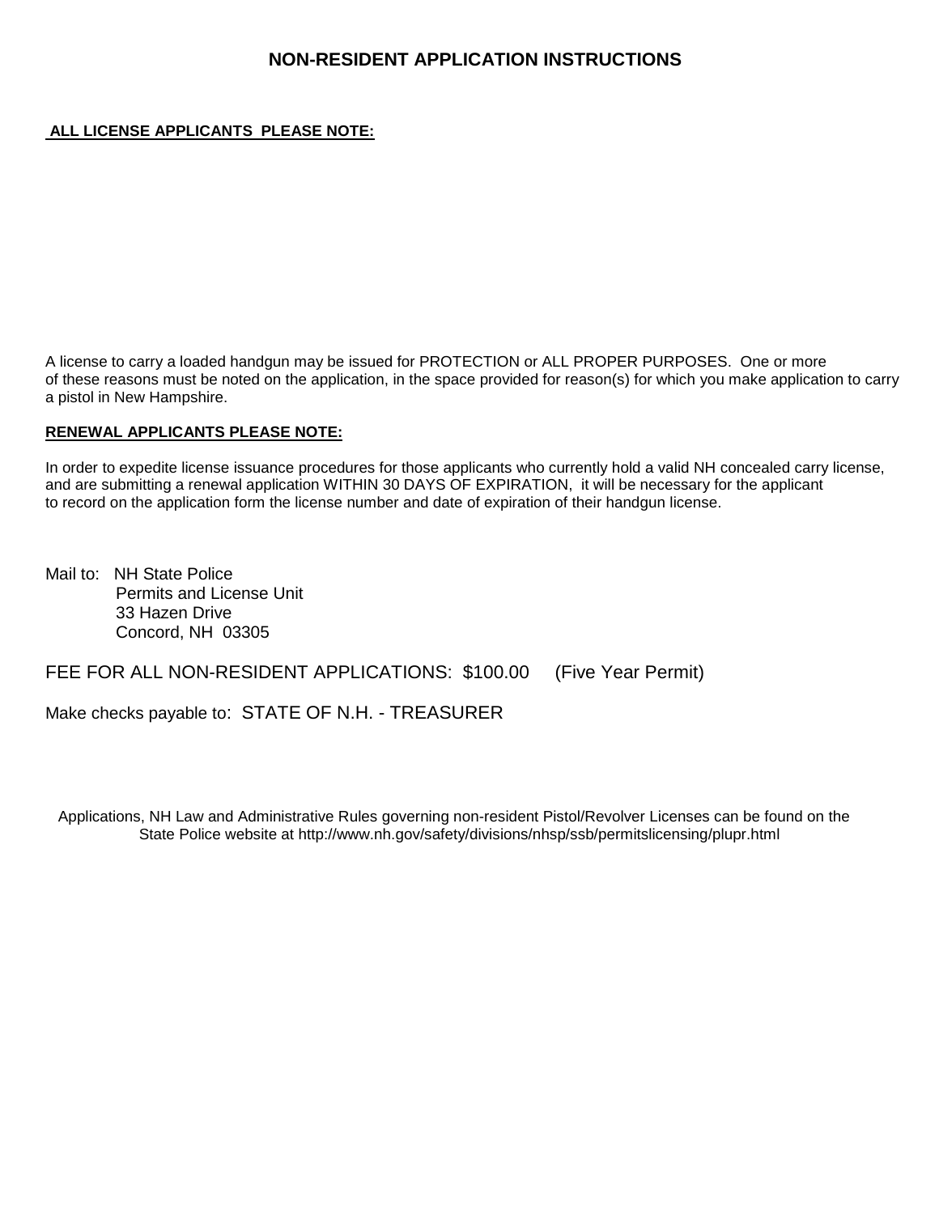# NON-RESIDENT APPLICATION INSTRUCTIONS

**ALL LICENSE APPLICANTS PLEASE NOTE:**

A license to carry a loaded handgun may be issued for PROTECTION or ALL PROPER PURPOSES. One or more of these reasons must be noted on the application, in the space provided for reason(s) for which you make application to carry a pistol in New Hampshire.

**RENEWAL APPLICANTS PLEASE NOTE:**

In order to expedite license issuance procedures for those applicants who currently hold a valid NH concealed carry license, and are submitting a renewal application WITHIN 30 DAYS OF EXPIRATION, it will be necessary for the applicant to record on the application form the license number and date of expiration of their handgun license.

Mail to: NH State Police
Permits and License Unit
33 Hazen Drive
Concord, NH 03305

FEE FOR ALL NON-RESIDENT APPLICATIONS: $100.00 (Five Year Permit)

Make checks payable to: STATE OF N.H. - TREASURER

Applications, NH Law and Administrative Rules governing non-resident Pistol/Revolver Licenses can be found on the State Police website at http://www.nh.gov/safety/divisions/nhsp/ssb/permitslicensing/plupr.html